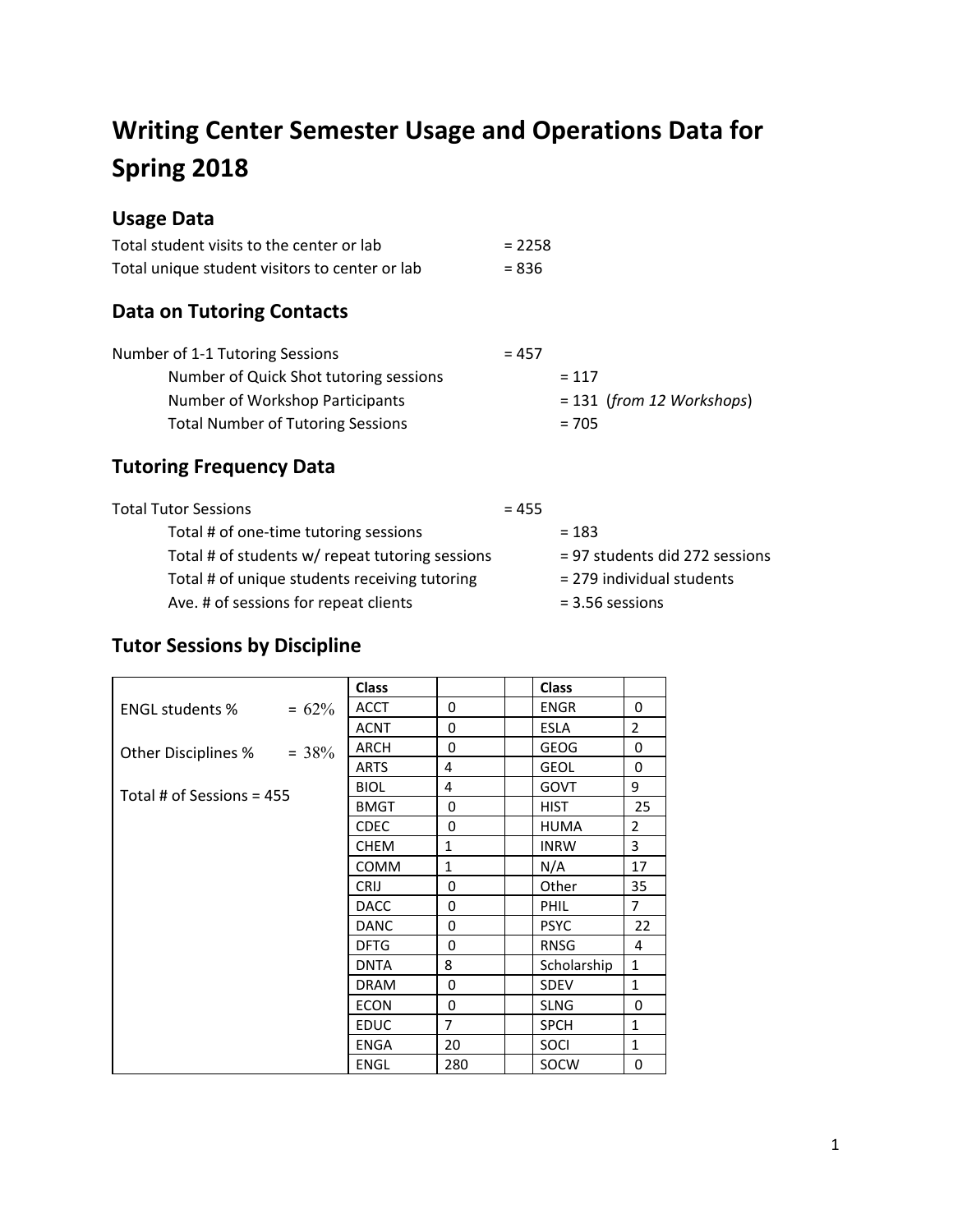# Writing Center Semester Usage and Operations Data for Spring 2018

## Usage Data

Total student visits to the center or lab = 2258
Total unique student visitors to center or lab = 836

## Data on Tutoring Contacts

Number of 1-1 Tutoring Sessions = 457
- Number of Quick Shot tutoring sessions = 117
- Number of Workshop Participants = 131 (*from 12 Workshops*)
- Total Number of Tutoring Sessions = 705

## Tutoring Frequency Data

Total Tutor Sessions = 455
- Total # of one-time tutoring sessions = 183
- Total # of students w/ repeat tutoring sessions = 97 students did 272 sessions
- Total # of unique students receiving tutoring = 279 individual students
- Ave. # of sessions for repeat clients = 3.56 sessions

## Tutor Sessions by Discipline

ENGL students % = 62%

Other Disciplines % = 38%

Total # of Sessions = 455

| Class | | | Class | |
|---|---|---|---|---|
| ACCT | 0 | | ENGR | 0 |
| ACNT | 0 | | ESLA | 2 |
| ARCH | 0 | | GEOG | 0 |
| ARTS | 4 | | GEOL | 0 |
| BIOL | 4 | | GOVT | 9 |
| BMGT | 0 | | HIST | 25 |
| CDEC | 0 | | HUMA | 2 |
| CHEM | 1 | | INRW | 3 |
| COMM | 1 | | N/A | 17 |
| CRIJ | 0 | | Other | 35 |
| DACC | 0 | | PHIL | 7 |
| DANC | 0 | | PSYC | 22 |
| DFTG | 0 | | RNSG | 4 |
| DNTA | 8 | | Scholarship | 1 |
| DRAM | 0 | | SDEV | 1 |
| ECON | 0 | | SLNG | 0 |
| EDUC | 7 | | SPCH | 1 |
| ENGA | 20 | | SOCI | 1 |
| ENGL | 280 | | SOCW | 0 |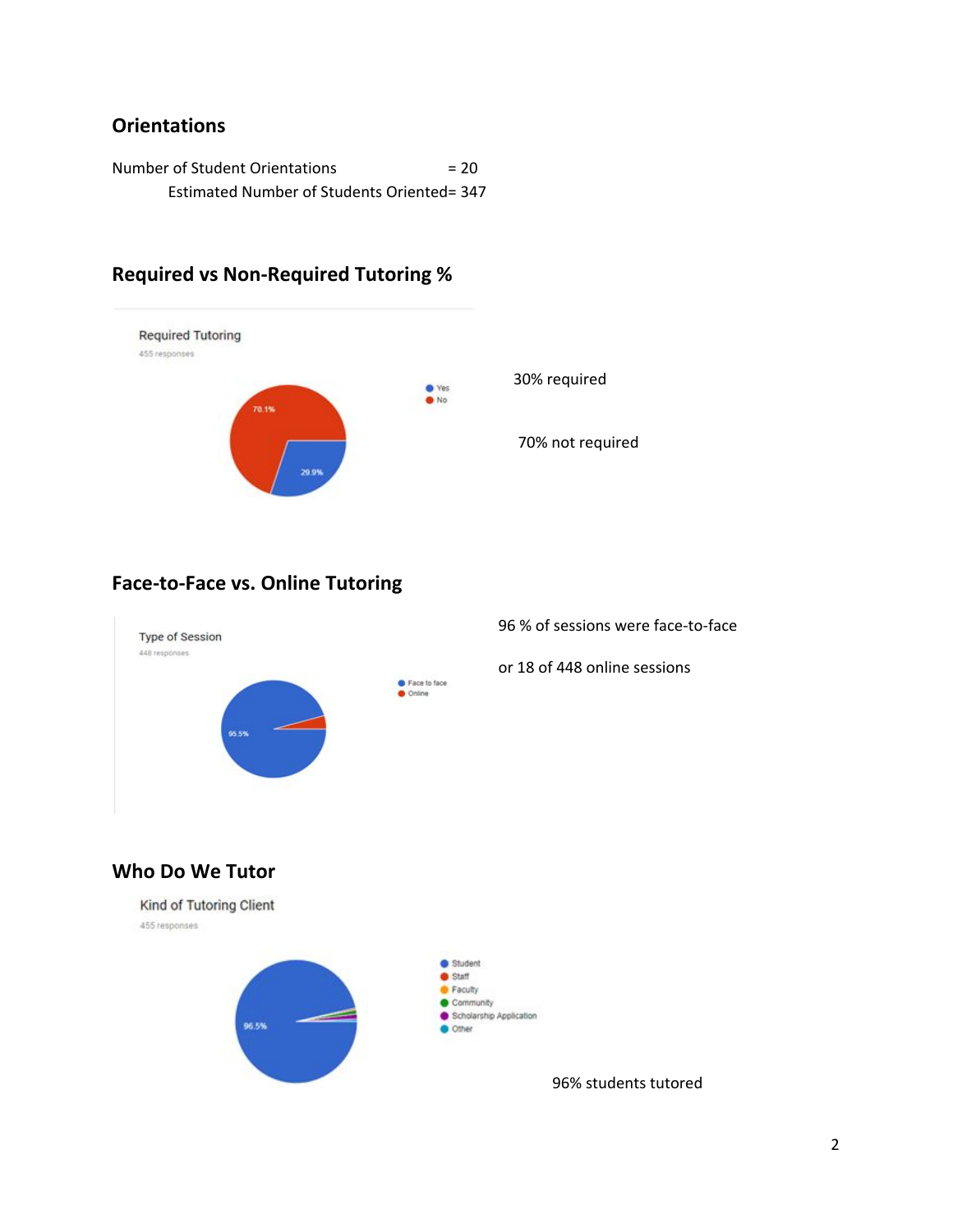## Orientations

Number of Student Orientations = 20

Estimated Number of Students Oriented= 347

## Required vs Non-Required Tutoring %

Required Tutoring

455 responses

- Yes
- No

70.1%

29.9%

30% required

70% not required

## Face-to-Face vs. Online Tutoring

Type of Session

448 responses

- Face to face
- Online

95.5%

96 % of sessions were face-to-face

or 18 of 448 online sessions

## Who Do We Tutor

Kind of Tutoring Client

455 responses

- Student
- Staff
- Faculty
- Community
- Scholarship Application
- Other

96.5%

96% students tutored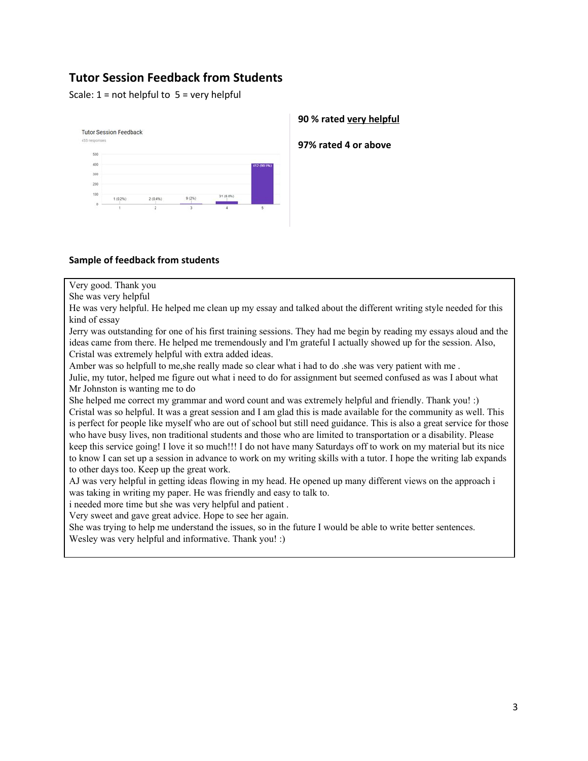## Tutor Session Feedback from Students

Scale: 1 = not helpful to 5 = very helpful

**Tutor Session Feedback**

455 responses

| Rating | Responses |
|---|---|
| 1 | 1 (0.2%) |
| 2 | 2 (0.4%) |
| 3 | 9 (2%) |
| 4 | 31 (6.8%) |
| 5 | 412 (90.5%) |

**90 % rated <u>very helpful</u>**

**97% rated 4 or above**

### Sample of feedback from students

Very good. Thank you
She was very helpful
He was very helpful. He helped me clean up my essay and talked about the different writing style needed for this kind of essay
Jerry was outstanding for one of his first training sessions. They had me begin by reading my essays aloud and the ideas came from there. He helped me tremendously and I'm grateful I actually showed up for the session. Also, Cristal was extremely helpful with extra added ideas.
Amber was so helpfull to me,she really made so clear what i had to do .she was very patient with me .
Julie, my tutor, helped me figure out what i need to do for assignment but seemed confused as was I about what Mr Johnston is wanting me to do
She helped me correct my grammar and word count and was extremely helpful and friendly. Thank you! :)
Cristal was so helpful. It was a great session and I am glad this is made available for the community as well. This is perfect for people like myself who are out of school but still need guidance. This is also a great service for those who have busy lives, non traditional students and those who are limited to transportation or a disability. Please keep this service going! I love it so much!!! I do not have many Saturdays off to work on my material but its nice to know I can set up a session in advance to work on my writing skills with a tutor. I hope the writing lab expands to other days too. Keep up the great work.
AJ was very helpful in getting ideas flowing in my head. He opened up many different views on the approach i was taking in writing my paper. He was friendly and easy to talk to.
i needed more time but she was very helpful and patient .
Very sweet and gave great advice. Hope to see her again.
She was trying to help me understand the issues, so in the future I would be able to write better sentences.
Wesley was very helpful and informative. Thank you! :)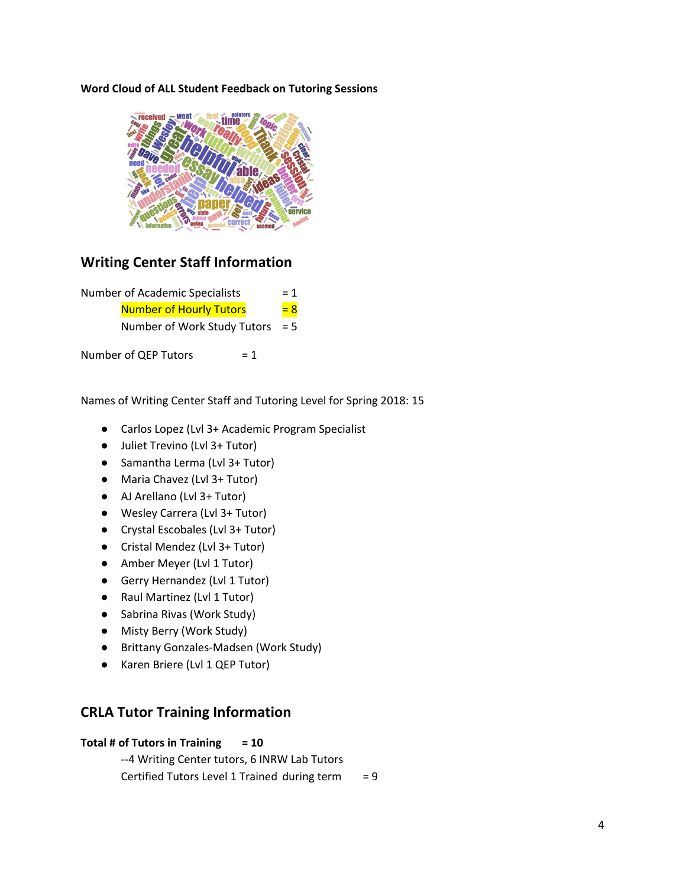**Word Cloud of ALL Student Feedback on Tutoring Sessions**

## Writing Center Staff Information

Number of Academic Specialists = 1

Number of Hourly Tutors = 8

Number of Work Study Tutors = 5

Number of QEP Tutors = 1

Names of Writing Center Staff and Tutoring Level for Spring 2018: 15

- Carlos Lopez (Lvl 3+ Academic Program Specialist
- Juliet Trevino (Lvl 3+ Tutor)
- Samantha Lerma (Lvl 3+ Tutor)
- Maria Chavez (Lvl 3+ Tutor)
- AJ Arellano (Lvl 3+ Tutor)
- Wesley Carrera (Lvl 3+ Tutor)
- Crystal Escobales (Lvl 3+ Tutor)
- Cristal Mendez (Lvl 3+ Tutor)
- Amber Meyer (Lvl 1 Tutor)
- Gerry Hernandez (Lvl 1 Tutor)
- Raul Martinez (Lvl 1 Tutor)
- Sabrina Rivas (Work Study)
- Misty Berry (Work Study)
- Brittany Gonzales-Madsen (Work Study)
- Karen Briere (Lvl 1 QEP Tutor)

## CRLA Tutor Training Information

**Total # of Tutors in Training = 10**

--4 Writing Center tutors, 6 INRW Lab Tutors

Certified Tutors Level 1 Trained during term = 9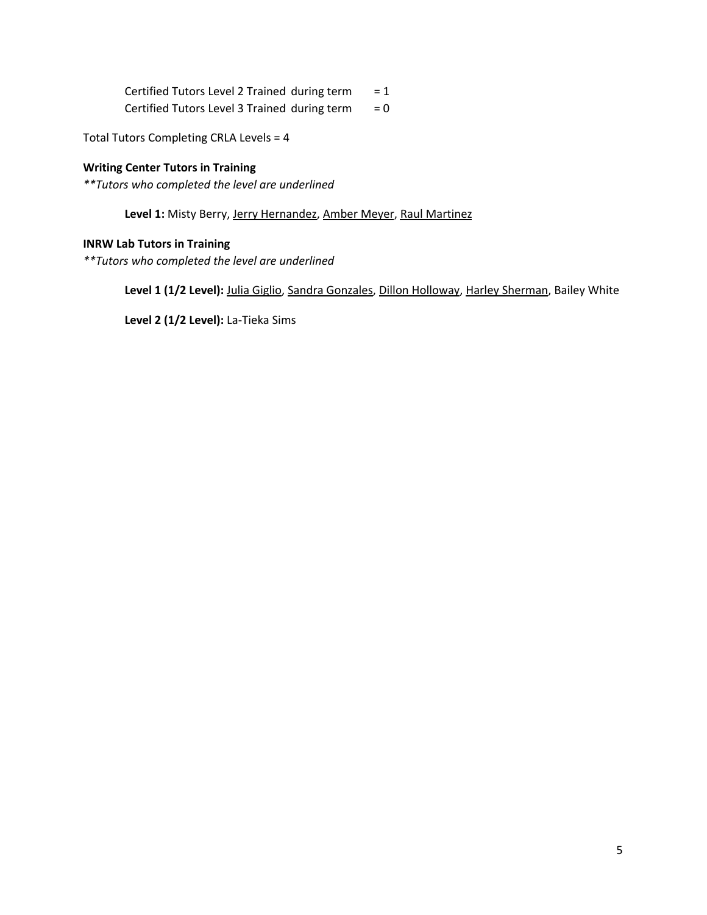Certified Tutors Level 2 Trained during term = 1
Certified Tutors Level 3 Trained during term = 0

Total Tutors Completing CRLA Levels = 4

**Writing Center Tutors in Training**

*\*\*Tutors who completed the level are underlined*

**Level 1:** Misty Berry, <u>Jerry Hernandez</u>, <u>Amber Meyer</u>, <u>Raul Martinez</u>

**INRW Lab Tutors in Training**

*\*\*Tutors who completed the level are underlined*

**Level 1 (1/2 Level):** <u>Julia Giglio</u>, <u>Sandra Gonzales</u>, <u>Dillon Holloway</u>, <u>Harley Sherman</u>, Bailey White

**Level 2 (1/2 Level):** La-Tieka Sims